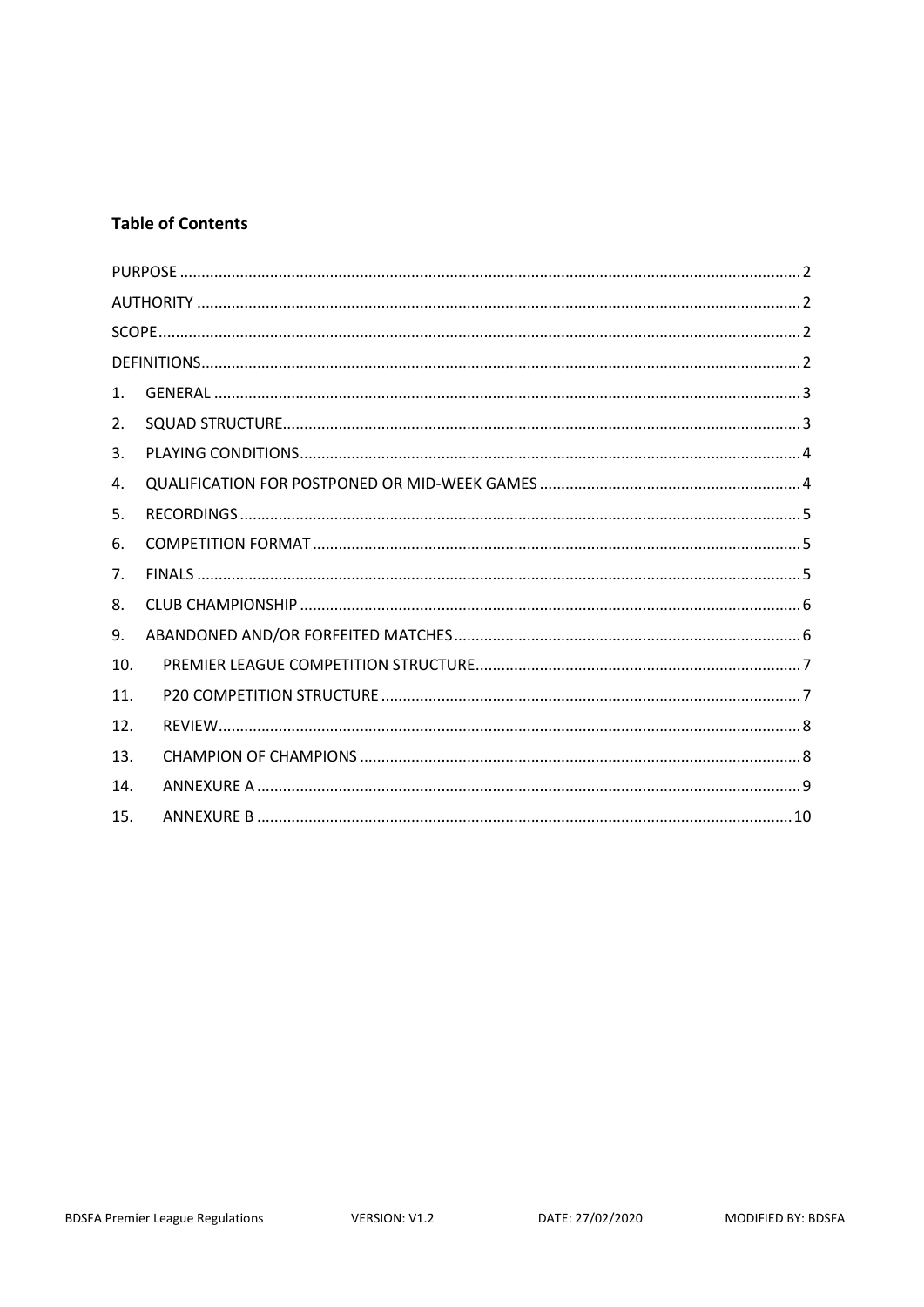**Table of Contents**

| | | |
|---|---|---|
| PURPOSE | | 2 |
| AUTHORITY | | 2 |
| SCOPE | | 2 |
| DEFINITIONS | | 2 |
| 1. | GENERAL | 3 |
| 2. | SQUAD STRUCTURE | 3 |
| 3. | PLAYING CONDITIONS | 4 |
| 4. | QUALIFICATION FOR POSTPONED OR MID-WEEK GAMES | 4 |
| 5. | RECORDINGS | 5 |
| 6. | COMPETITION FORMAT | 5 |
| 7. | FINALS | 5 |
| 8. | CLUB CHAMPIONSHIP | 6 |
| 9. | ABANDONED AND/OR FORFEITED MATCHES | 6 |
| 10. | PREMIER LEAGUE COMPETITION STRUCTURE | 7 |
| 11. | P20 COMPETITION STRUCTURE | 7 |
| 12. | REVIEW | 8 |
| 13. | CHAMPION OF CHAMPIONS | 8 |
| 14. | ANNEXURE A | 9 |
| 15. | ANNEXURE B | 10 |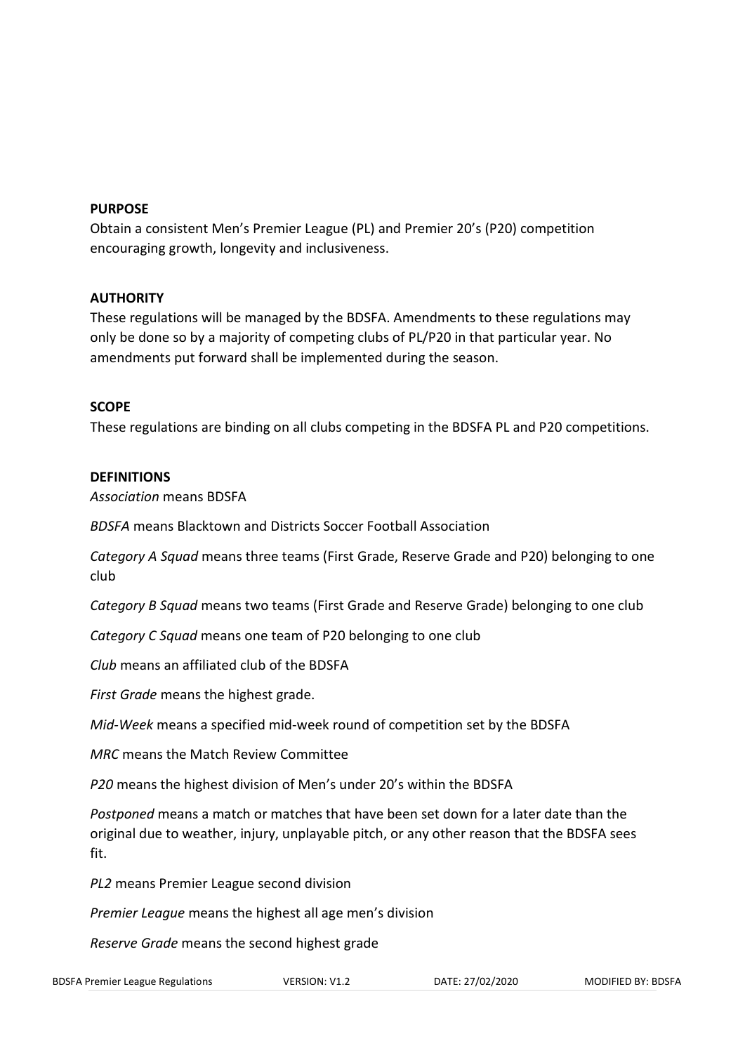**PURPOSE**

Obtain a consistent Men's Premier League (PL) and Premier 20's (P20) competition encouraging growth, longevity and inclusiveness.

**AUTHORITY**

These regulations will be managed by the BDSFA. Amendments to these regulations may only be done so by a majority of competing clubs of PL/P20 in that particular year. No amendments put forward shall be implemented during the season.

**SCOPE**

These regulations are binding on all clubs competing in the BDSFA PL and P20 competitions.

**DEFINITIONS**

*Association* means BDSFA

*BDSFA* means Blacktown and Districts Soccer Football Association

*Category A Squad* means three teams (First Grade, Reserve Grade and P20) belonging to one club

*Category B Squad* means two teams (First Grade and Reserve Grade) belonging to one club

*Category C Squad* means one team of P20 belonging to one club

*Club* means an affiliated club of the BDSFA

*First Grade* means the highest grade.

*Mid-Week* means a specified mid-week round of competition set by the BDSFA

*MRC* means the Match Review Committee

*P20* means the highest division of Men's under 20's within the BDSFA

*Postponed* means a match or matches that have been set down for a later date than the original due to weather, injury, unplayable pitch, or any other reason that the BDSFA sees fit.

*PL2* means Premier League second division

*Premier League* means the highest all age men's division

*Reserve Grade* means the second highest grade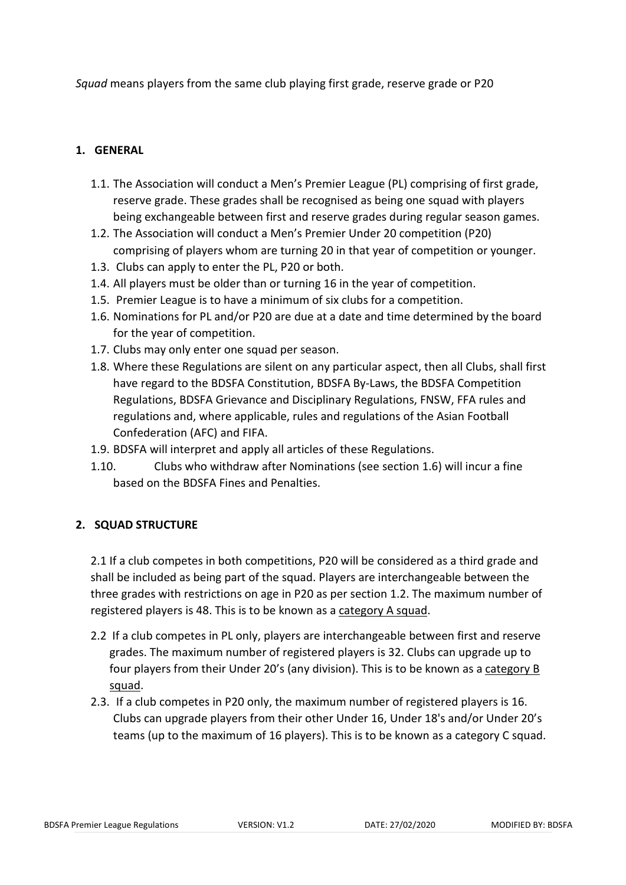*Squad* means players from the same club playing first grade, reserve grade or P20

## 1. GENERAL

1.1. The Association will conduct a Men's Premier League (PL) comprising of first grade, reserve grade. These grades shall be recognised as being one squad with players being exchangeable between first and reserve grades during regular season games.

1.2. The Association will conduct a Men's Premier Under 20 competition (P20) comprising of players whom are turning 20 in that year of competition or younger.

1.3. Clubs can apply to enter the PL, P20 or both.

1.4. All players must be older than or turning 16 in the year of competition.

1.5. Premier League is to have a minimum of six clubs for a competition.

1.6. Nominations for PL and/or P20 are due at a date and time determined by the board for the year of competition.

1.7. Clubs may only enter one squad per season.

1.8. Where these Regulations are silent on any particular aspect, then all Clubs, shall first have regard to the BDSFA Constitution, BDSFA By-Laws, the BDSFA Competition Regulations, BDSFA Grievance and Disciplinary Regulations, FNSW, FFA rules and regulations and, where applicable, rules and regulations of the Asian Football Confederation (AFC) and FIFA.

1.9. BDSFA will interpret and apply all articles of these Regulations.

1.10. Clubs who withdraw after Nominations (see section 1.6) will incur a fine based on the BDSFA Fines and Penalties.

## 2. SQUAD STRUCTURE

2.1 If a club competes in both competitions, P20 will be considered as a third grade and shall be included as being part of the squad. Players are interchangeable between the three grades with restrictions on age in P20 as per section 1.2. The maximum number of registered players is 48. This is to be known as a <u>category A squad</u>.

2.2 If a club competes in PL only, players are interchangeable between first and reserve grades. The maximum number of registered players is 32. Clubs can upgrade up to four players from their Under 20's (any division). This is to be known as a <u>category B squad</u>.

2.3. If a club competes in P20 only, the maximum number of registered players is 16. Clubs can upgrade players from their other Under 16, Under 18's and/or Under 20's teams (up to the maximum of 16 players). This is to be known as a category C squad.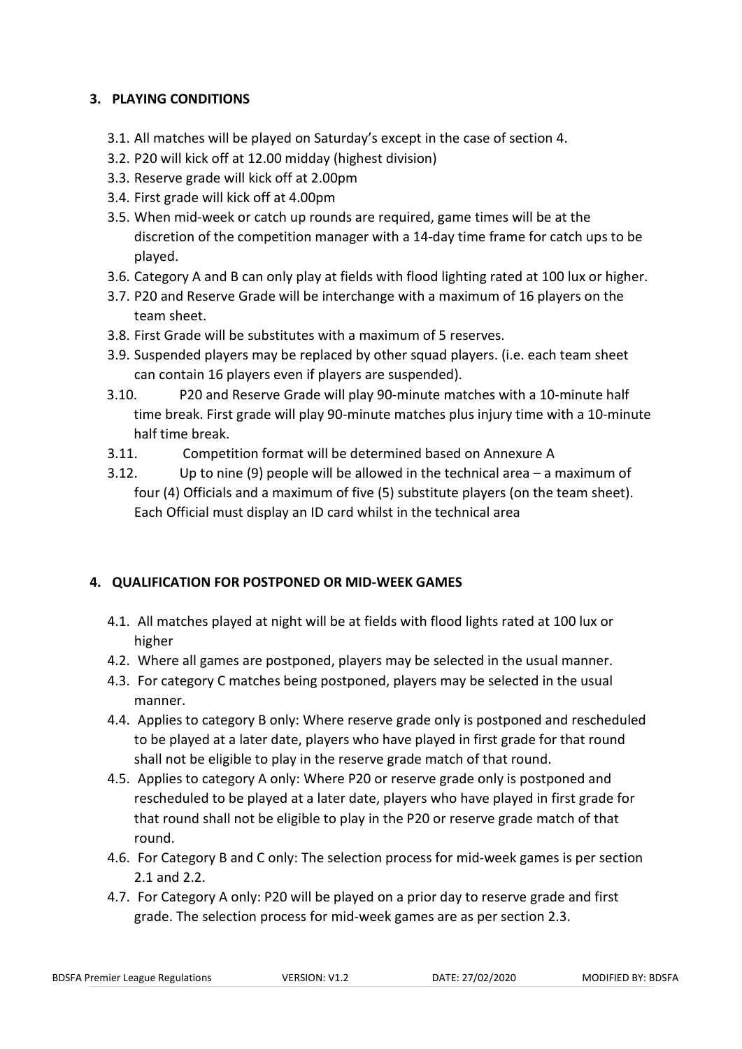### 3. PLAYING CONDITIONS

- 3.1. All matches will be played on Saturday's except in the case of section 4.
- 3.2. P20 will kick off at 12.00 midday (highest division)
- 3.3. Reserve grade will kick off at 2.00pm
- 3.4. First grade will kick off at 4.00pm
- 3.5. When mid-week or catch up rounds are required, game times will be at the discretion of the competition manager with a 14-day time frame for catch ups to be played.
- 3.6. Category A and B can only play at fields with flood lighting rated at 100 lux or higher.
- 3.7. P20 and Reserve Grade will be interchange with a maximum of 16 players on the team sheet.
- 3.8. First Grade will be substitutes with a maximum of 5 reserves.
- 3.9. Suspended players may be replaced by other squad players. (i.e. each team sheet can contain 16 players even if players are suspended).
- 3.10. P20 and Reserve Grade will play 90-minute matches with a 10-minute half time break. First grade will play 90-minute matches plus injury time with a 10-minute half time break.
- 3.11. Competition format will be determined based on Annexure A
- 3.12. Up to nine (9) people will be allowed in the technical area – a maximum of four (4) Officials and a maximum of five (5) substitute players (on the team sheet). Each Official must display an ID card whilst in the technical area

### 4. QUALIFICATION FOR POSTPONED OR MID-WEEK GAMES

- 4.1. All matches played at night will be at fields with flood lights rated at 100 lux or higher
- 4.2. Where all games are postponed, players may be selected in the usual manner.
- 4.3. For category C matches being postponed, players may be selected in the usual manner.
- 4.4. Applies to category B only: Where reserve grade only is postponed and rescheduled to be played at a later date, players who have played in first grade for that round shall not be eligible to play in the reserve grade match of that round.
- 4.5. Applies to category A only: Where P20 or reserve grade only is postponed and rescheduled to be played at a later date, players who have played in first grade for that round shall not be eligible to play in the P20 or reserve grade match of that round.
- 4.6. For Category B and C only: The selection process for mid-week games is per section 2.1 and 2.2.
- 4.7. For Category A only: P20 will be played on a prior day to reserve grade and first grade. The selection process for mid-week games are as per section 2.3.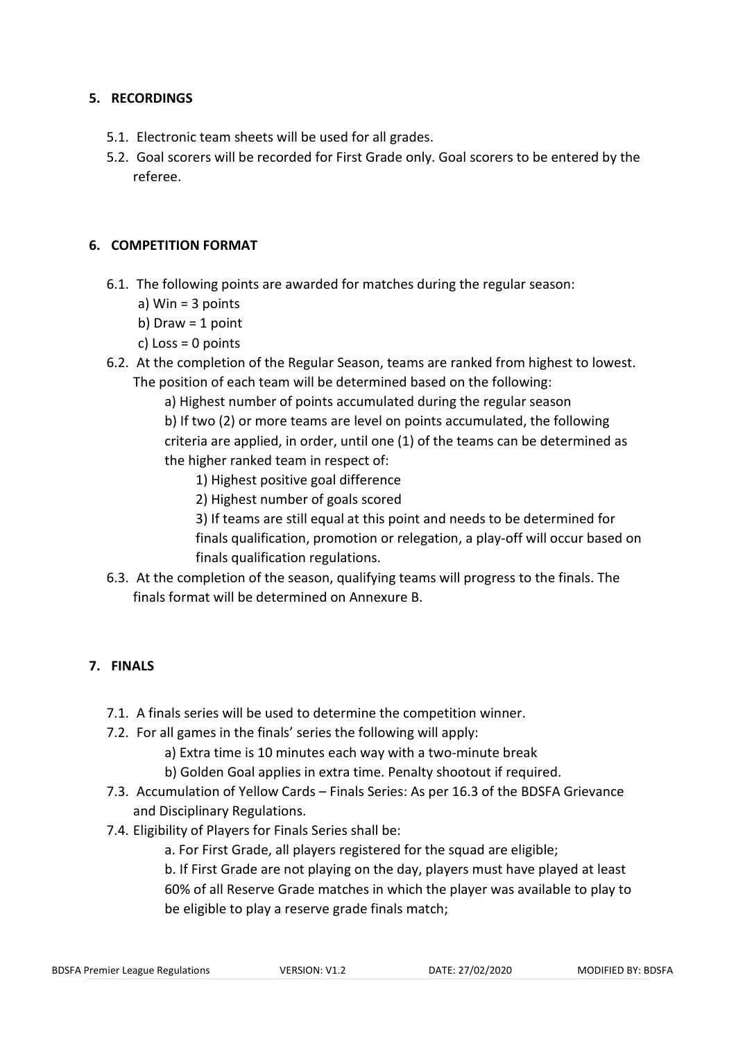## 5. RECORDINGS

5.1. Electronic team sheets will be used for all grades.

5.2. Goal scorers will be recorded for First Grade only. Goal scorers to be entered by the referee.

## 6. COMPETITION FORMAT

6.1. The following points are awarded for matches during the regular season:

a) Win = 3 points
b) Draw = 1 point
c) Loss = 0 points

6.2. At the completion of the Regular Season, teams are ranked from highest to lowest. The position of each team will be determined based on the following:

a) Highest number of points accumulated during the regular season

b) If two (2) or more teams are level on points accumulated, the following criteria are applied, in order, until one (1) of the teams can be determined as the higher ranked team in respect of:

1) Highest positive goal difference

2) Highest number of goals scored

3) If teams are still equal at this point and needs to be determined for finals qualification, promotion or relegation, a play-off will occur based on finals qualification regulations.

6.3. At the completion of the season, qualifying teams will progress to the finals. The finals format will be determined on Annexure B.

## 7. FINALS

7.1. A finals series will be used to determine the competition winner.

7.2. For all games in the finals' series the following will apply:

a) Extra time is 10 minutes each way with a two-minute break

b) Golden Goal applies in extra time. Penalty shootout if required.

7.3. Accumulation of Yellow Cards – Finals Series: As per 16.3 of the BDSFA Grievance and Disciplinary Regulations.

7.4. Eligibility of Players for Finals Series shall be:

a. For First Grade, all players registered for the squad are eligible;

b. If First Grade are not playing on the day, players must have played at least 60% of all Reserve Grade matches in which the player was available to play to be eligible to play a reserve grade finals match;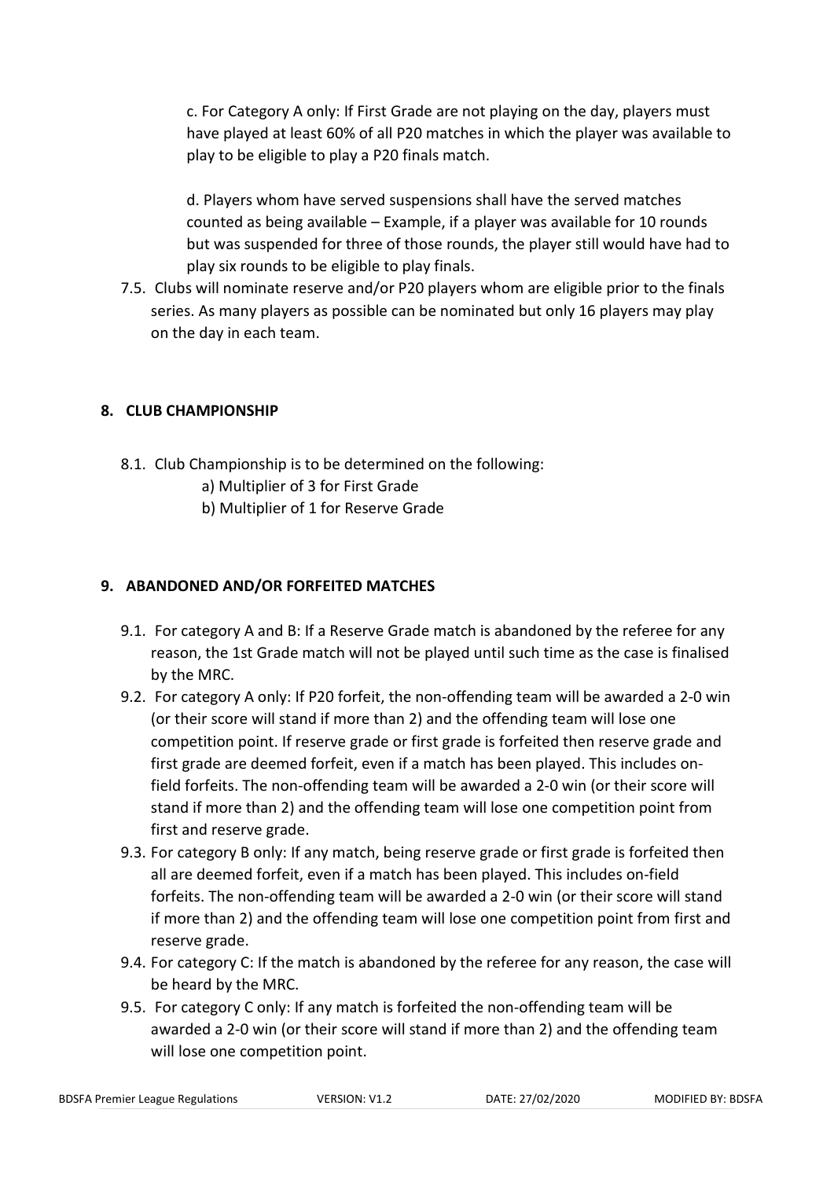c. For Category A only: If First Grade are not playing on the day, players must have played at least 60% of all P20 matches in which the player was available to play to be eligible to play a P20 finals match.

d. Players whom have served suspensions shall have the served matches counted as being available – Example, if a player was available for 10 rounds but was suspended for three of those rounds, the player still would have had to play six rounds to be eligible to play finals.

7.5. Clubs will nominate reserve and/or P20 players whom are eligible prior to the finals series. As many players as possible can be nominated but only 16 players may play on the day in each team.

## 8. CLUB CHAMPIONSHIP

8.1. Club Championship is to be determined on the following:

a) Multiplier of 3 for First Grade

b) Multiplier of 1 for Reserve Grade

## 9. ABANDONED AND/OR FORFEITED MATCHES

9.1. For category A and B: If a Reserve Grade match is abandoned by the referee for any reason, the 1st Grade match will not be played until such time as the case is finalised by the MRC.

9.2. For category A only: If P20 forfeit, the non-offending team will be awarded a 2-0 win (or their score will stand if more than 2) and the offending team will lose one competition point. If reserve grade or first grade is forfeited then reserve grade and first grade are deemed forfeit, even if a match has been played. This includes on-field forfeits. The non-offending team will be awarded a 2-0 win (or their score will stand if more than 2) and the offending team will lose one competition point from first and reserve grade.

9.3. For category B only: If any match, being reserve grade or first grade is forfeited then all are deemed forfeit, even if a match has been played. This includes on-field forfeits. The non-offending team will be awarded a 2-0 win (or their score will stand if more than 2) and the offending team will lose one competition point from first and reserve grade.

9.4. For category C: If the match is abandoned by the referee for any reason, the case will be heard by the MRC.

9.5. For category C only: If any match is forfeited the non-offending team will be awarded a 2-0 win (or their score will stand if more than 2) and the offending team will lose one competition point.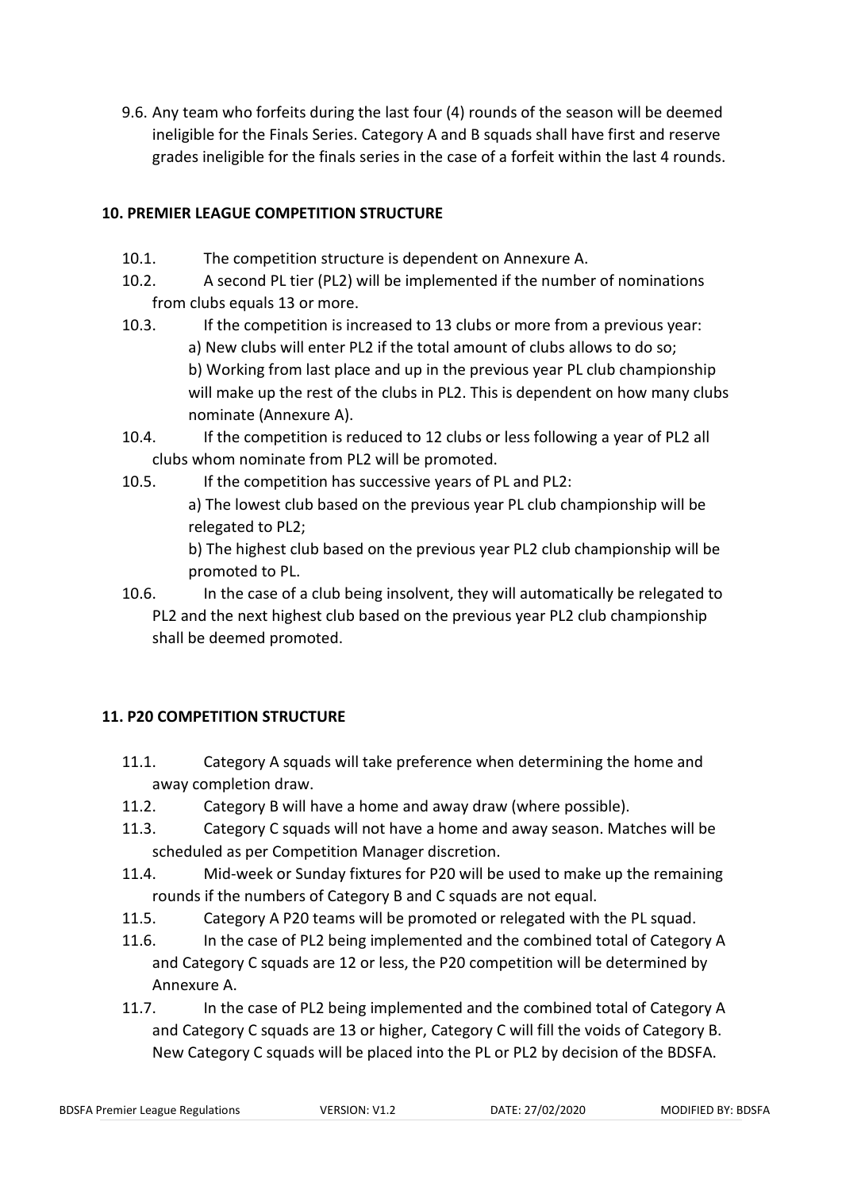9.6. Any team who forfeits during the last four (4) rounds of the season will be deemed ineligible for the Finals Series. Category A and B squads shall have first and reserve grades ineligible for the finals series in the case of a forfeit within the last 4 rounds.

## 10. PREMIER LEAGUE COMPETITION STRUCTURE

10.1. The competition structure is dependent on Annexure A.

10.2. A second PL tier (PL2) will be implemented if the number of nominations from clubs equals 13 or more.

10.3. If the competition is increased to 13 clubs or more from a previous year:

a) New clubs will enter PL2 if the total amount of clubs allows to do so;

b) Working from last place and up in the previous year PL club championship will make up the rest of the clubs in PL2. This is dependent on how many clubs nominate (Annexure A).

10.4. If the competition is reduced to 12 clubs or less following a year of PL2 all clubs whom nominate from PL2 will be promoted.

10.5. If the competition has successive years of PL and PL2:

a) The lowest club based on the previous year PL club championship will be relegated to PL2;

b) The highest club based on the previous year PL2 club championship will be promoted to PL.

10.6. In the case of a club being insolvent, they will automatically be relegated to PL2 and the next highest club based on the previous year PL2 club championship shall be deemed promoted.

## 11. P20 COMPETITION STRUCTURE

11.1. Category A squads will take preference when determining the home and away completion draw.

11.2. Category B will have a home and away draw (where possible).

11.3. Category C squads will not have a home and away season. Matches will be scheduled as per Competition Manager discretion.

11.4. Mid-week or Sunday fixtures for P20 will be used to make up the remaining rounds if the numbers of Category B and C squads are not equal.

11.5. Category A P20 teams will be promoted or relegated with the PL squad.

11.6. In the case of PL2 being implemented and the combined total of Category A and Category C squads are 12 or less, the P20 competition will be determined by Annexure A.

11.7. In the case of PL2 being implemented and the combined total of Category A and Category C squads are 13 or higher, Category C will fill the voids of Category B. New Category C squads will be placed into the PL or PL2 by decision of the BDSFA.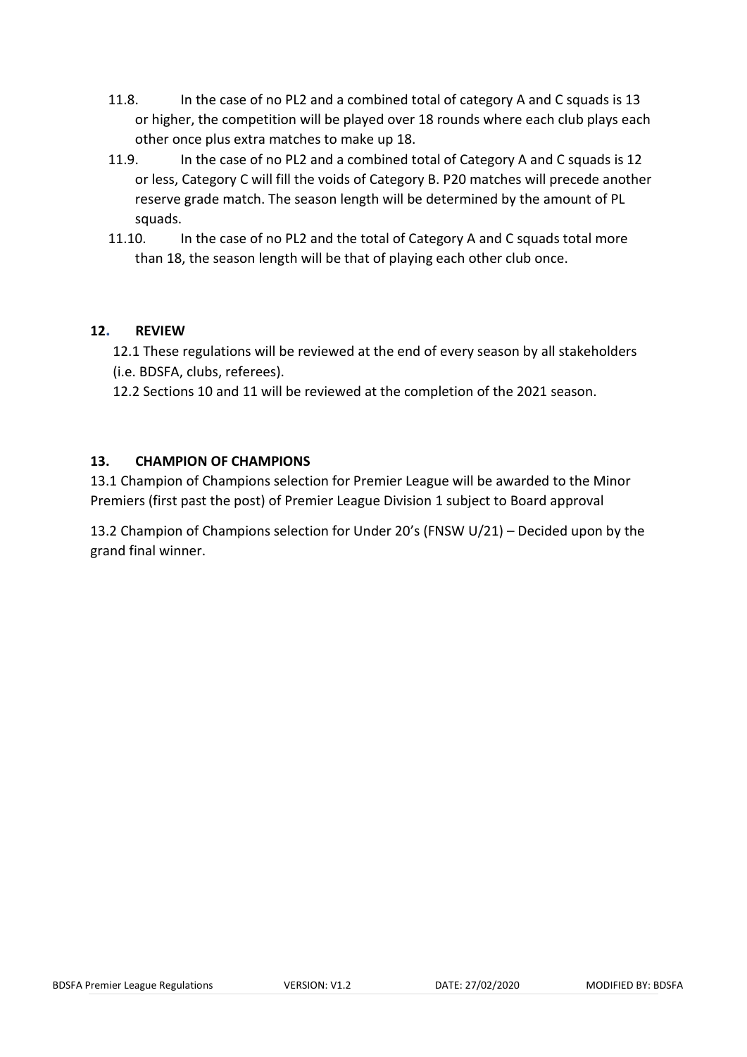11.8. In the case of no PL2 and a combined total of category A and C squads is 13 or higher, the competition will be played over 18 rounds where each club plays each other once plus extra matches to make up 18.

11.9. In the case of no PL2 and a combined total of Category A and C squads is 12 or less, Category C will fill the voids of Category B. P20 matches will precede another reserve grade match. The season length will be determined by the amount of PL squads.

11.10. In the case of no PL2 and the total of Category A and C squads total more than 18, the season length will be that of playing each other club once.

## 12. REVIEW

12.1 These regulations will be reviewed at the end of every season by all stakeholders (i.e. BDSFA, clubs, referees).

12.2 Sections 10 and 11 will be reviewed at the completion of the 2021 season.

## 13. CHAMPION OF CHAMPIONS

13.1 Champion of Champions selection for Premier League will be awarded to the Minor Premiers (first past the post) of Premier League Division 1 subject to Board approval

13.2 Champion of Champions selection for Under 20's (FNSW U/21) – Decided upon by the grand final winner.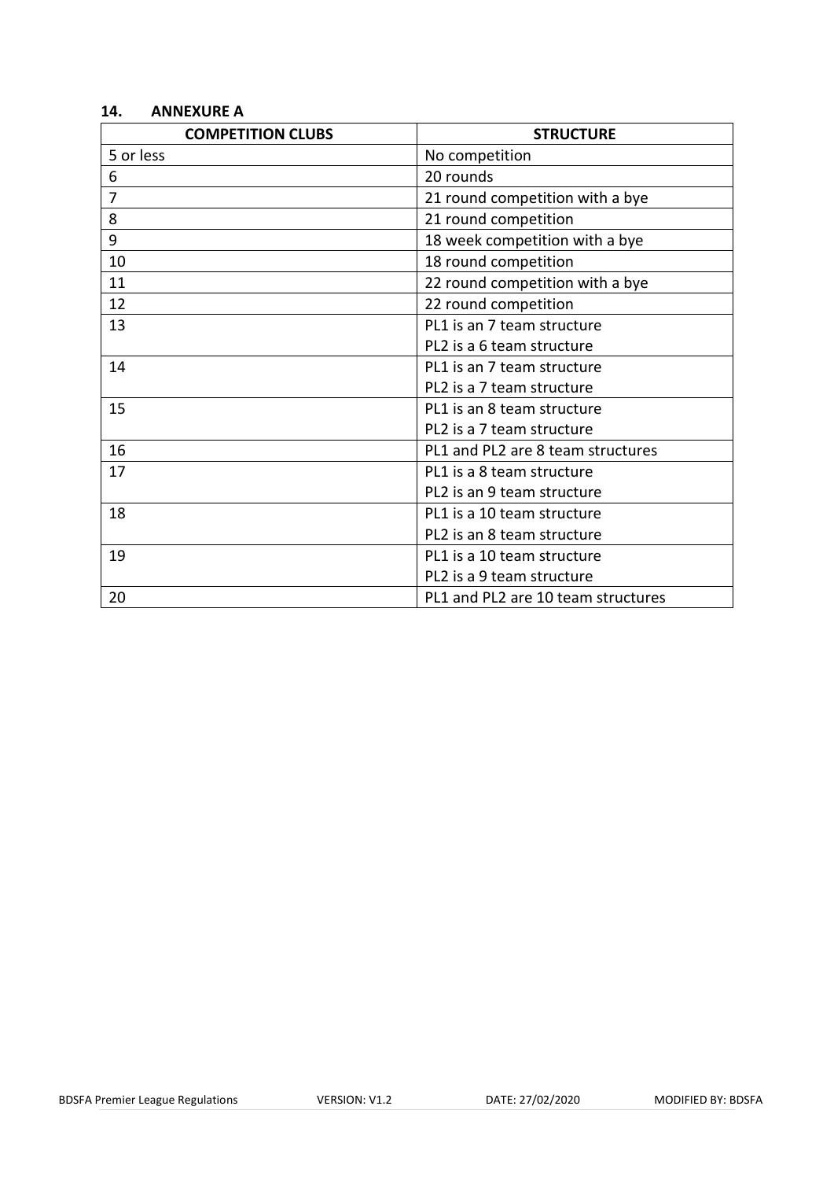## 14. ANNEXURE A

| COMPETITION CLUBS | STRUCTURE |
|---|---|
| 5 or less | No competition |
| 6 | 20 rounds |
| 7 | 21 round competition with a bye |
| 8 | 21 round competition |
| 9 | 18 week competition with a bye |
| 10 | 18 round competition |
| 11 | 22 round competition with a bye |
| 12 | 22 round competition |
| 13 | PL1 is an 7 team structure<br>PL2 is a 6 team structure |
| 14 | PL1 is an 7 team structure<br>PL2 is a 7 team structure |
| 15 | PL1 is an 8 team structure<br>PL2 is a 7 team structure |
| 16 | PL1 and PL2 are 8 team structures |
| 17 | PL1 is a 8 team structure<br>PL2 is an 9 team structure |
| 18 | PL1 is a 10 team structure<br>PL2 is an 8 team structure |
| 19 | PL1 is a 10 team structure<br>PL2 is a 9 team structure |
| 20 | PL1 and PL2 are 10 team structures |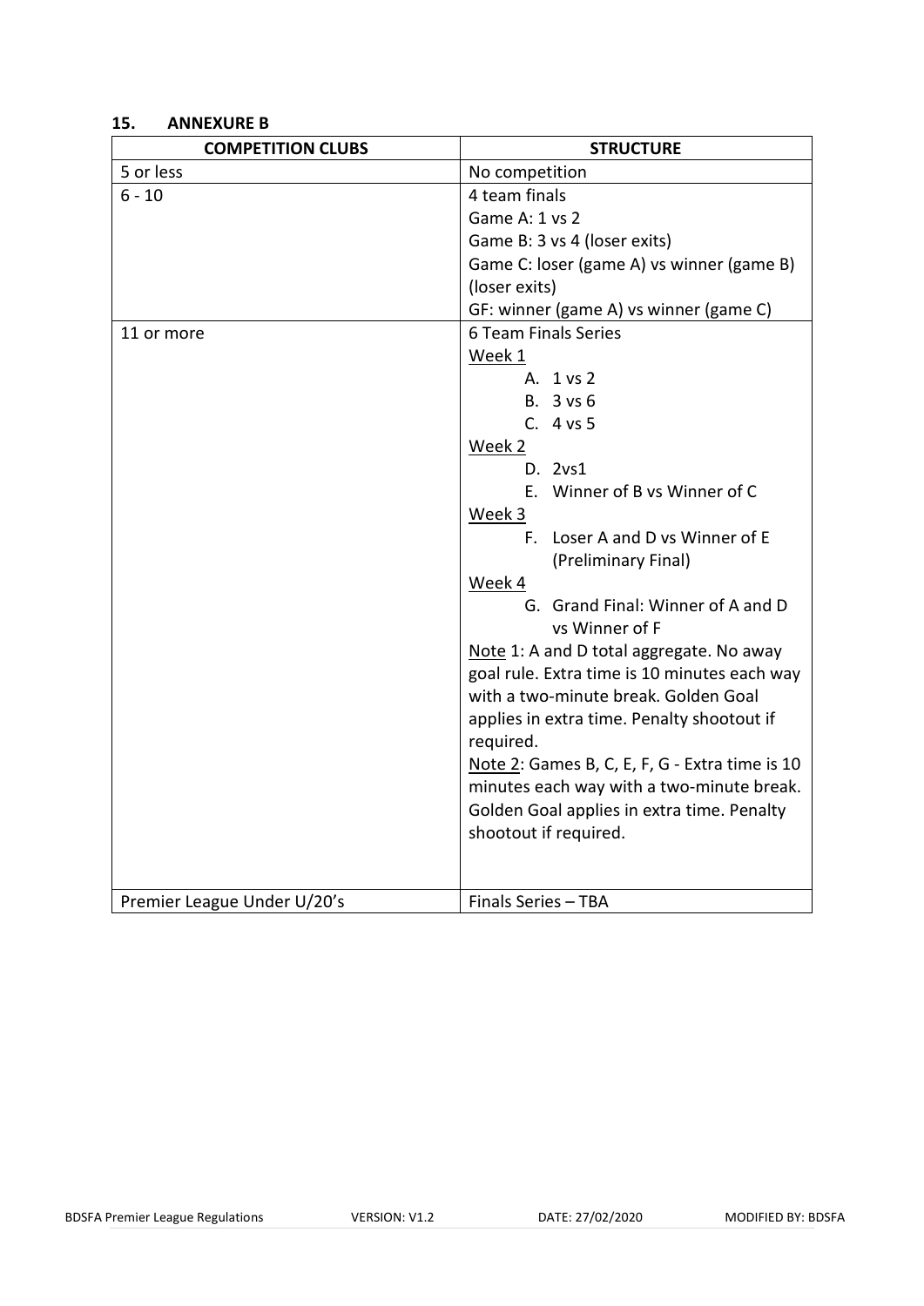## 15. ANNEXURE B

| COMPETITION CLUBS | STRUCTURE |
|---|---|
| 5 or less | No competition |
| 6 - 10 | 4 team finals<br>Game A: 1 vs 2<br>Game B: 3 vs 4 (loser exits)<br>Game C: loser (game A) vs winner (game B) (loser exits)<br>GF: winner (game A) vs winner (game C) |
| 11 or more | 6 Team Finals Series<br>Week 1<br>A. 1 vs 2<br>B. 3 vs 6<br>C. 4 vs 5<br>Week 2<br>D. 2vs1<br>E. Winner of B vs Winner of C<br>Week 3<br>F. Loser A and D vs Winner of E (Preliminary Final)<br>Week 4<br>G. Grand Final: Winner of A and D vs Winner of F<br>Note 1: A and D total aggregate. No away goal rule. Extra time is 10 minutes each way with a two-minute break. Golden Goal applies in extra time. Penalty shootout if required.<br>Note 2: Games B, C, E, F, G - Extra time is 10 minutes each way with a two-minute break. Golden Goal applies in extra time. Penalty shootout if required. |
| Premier League Under U/20's | Finals Series – TBA |